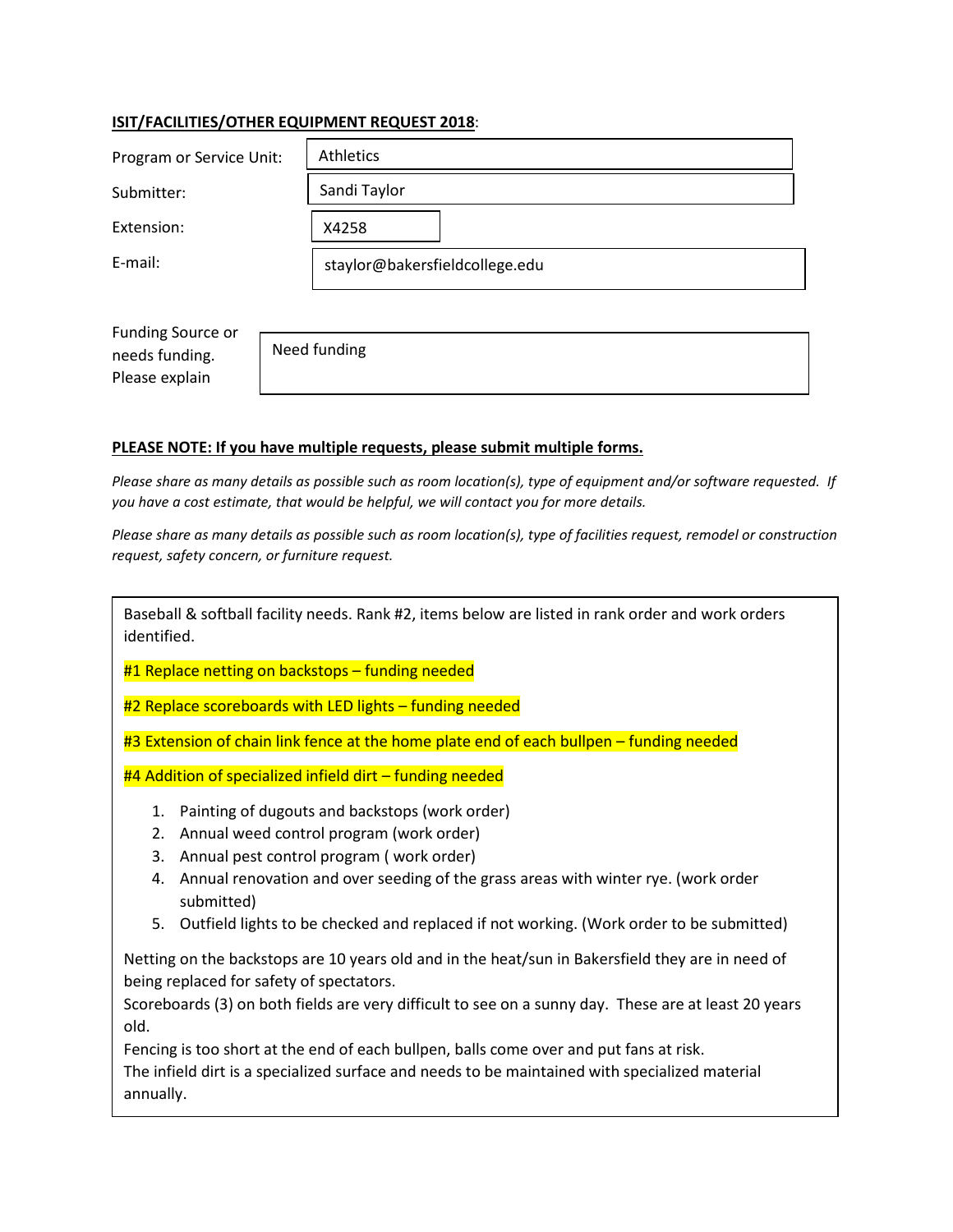**ISIT/FACILITIES/OTHER EQUIPMENT REQUEST 2018**:

| | |
|---|---|
| Program or Service Unit: | Athletics |
| Submitter: | Sandi Taylor |
| Extension: | X4258 |
| E-mail: | staylor@bakersfieldcollege.edu |
| Funding Source or needs funding. Please explain | Need funding |

**PLEASE NOTE: If you have multiple requests, please submit multiple forms.**

*Please share as many details as possible such as room location(s), type of equipment and/or software requested. If you have a cost estimate, that would be helpful, we will contact you for more details.*

*Please share as many details as possible such as room location(s), type of facilities request, remodel or construction request, safety concern, or furniture request.*

Baseball & softball facility needs. Rank #2, items below are listed in rank order and work orders identified.

#1 Replace netting on backstops – funding needed

#2 Replace scoreboards with LED lights – funding needed

#3 Extension of chain link fence at the home plate end of each bullpen – funding needed

#4 Addition of specialized infield dirt – funding needed

1. Painting of dugouts and backstops (work order)
2. Annual weed control program (work order)
3. Annual pest control program ( work order)
4. Annual renovation and over seeding of the grass areas with winter rye. (work order submitted)
5. Outfield lights to be checked and replaced if not working. (Work order to be submitted)

Netting on the backstops are 10 years old and in the heat/sun in Bakersfield they are in need of being replaced for safety of spectators.
Scoreboards (3) on both fields are very difficult to see on a sunny day. These are at least 20 years old.
Fencing is too short at the end of each bullpen, balls come over and put fans at risk.
The infield dirt is a specialized surface and needs to be maintained with specialized material annually.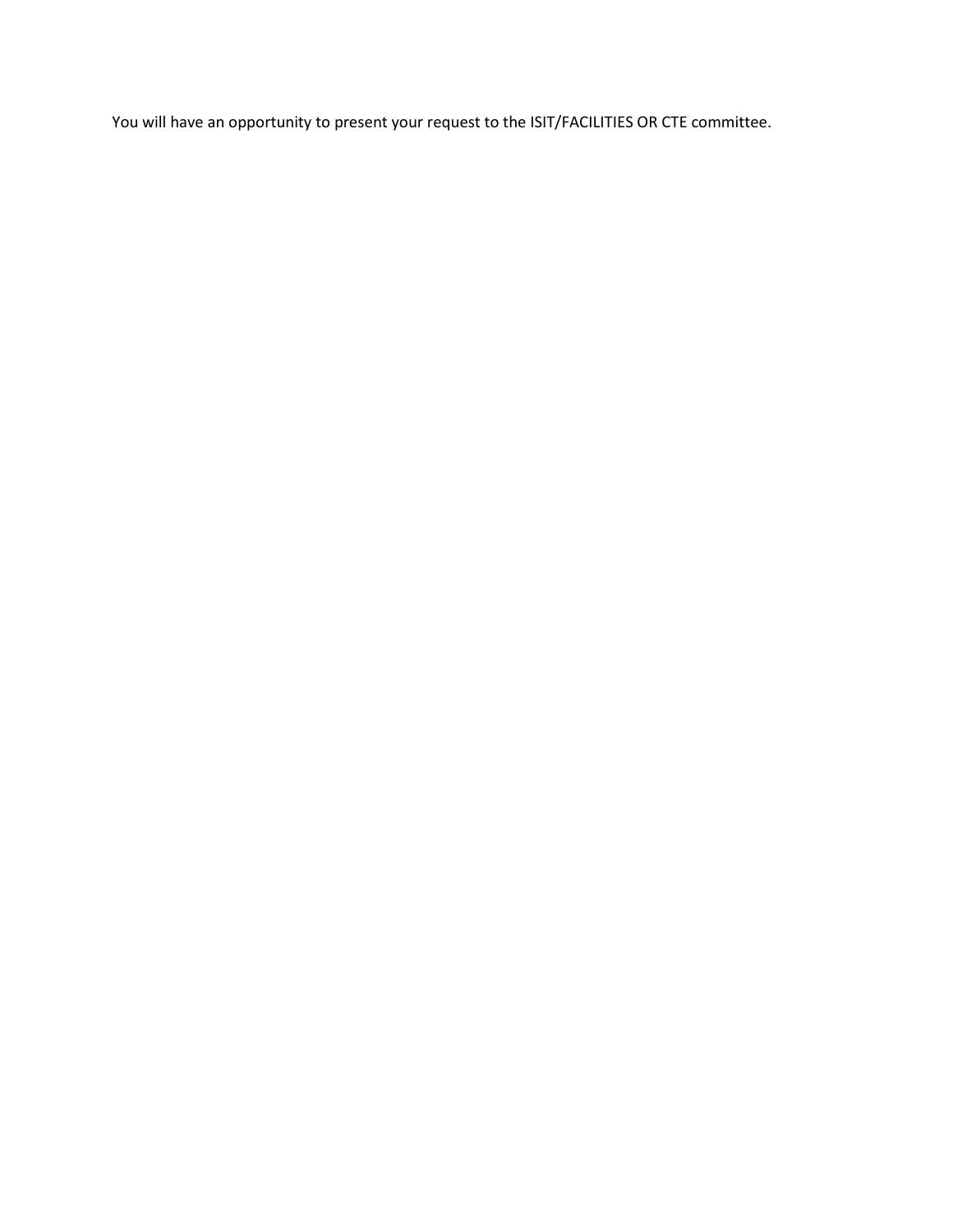You will have an opportunity to present your request to the ISIT/FACILITIES OR CTE committee.